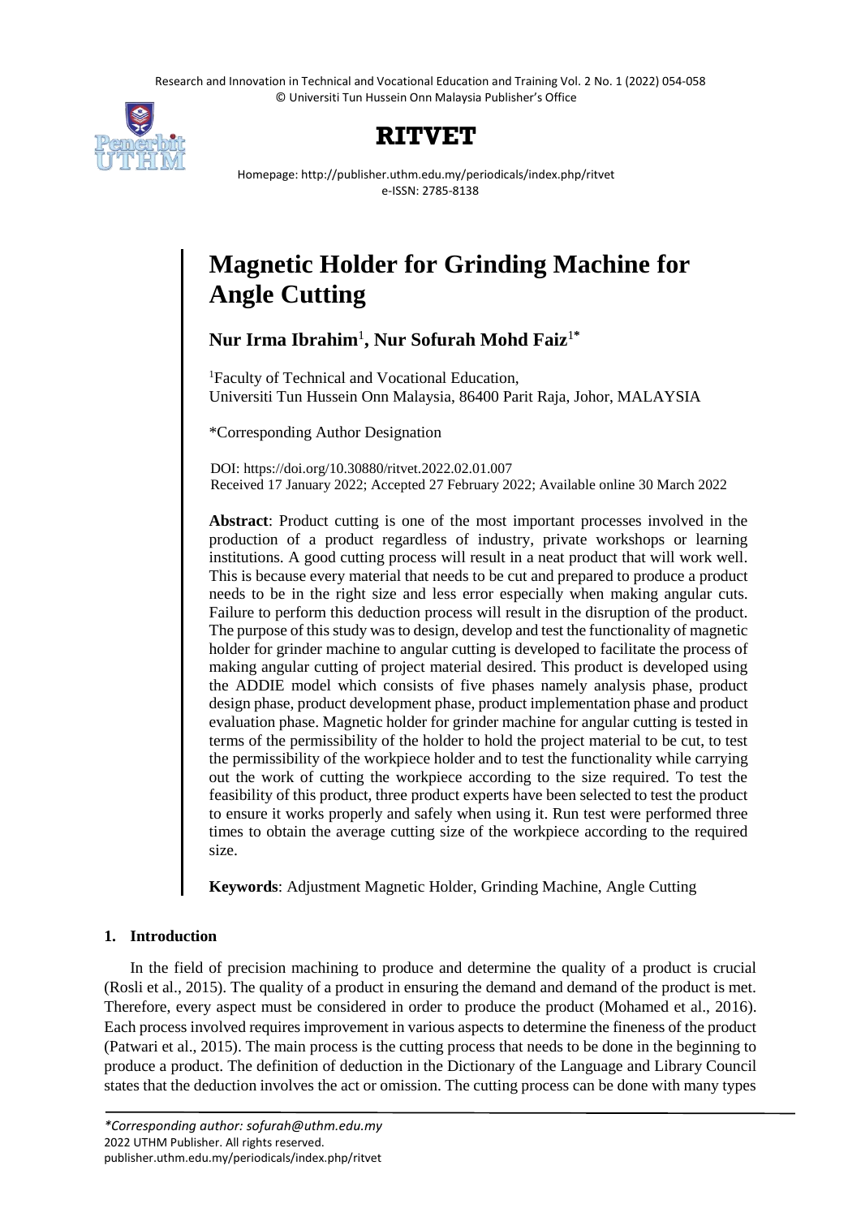# Magnetic Holder for Grinding Machine for Angle Cutting

**Nur Irma Ibrahim**[1]**, Nur Sofurah Mohd Faiz**[1*]

[1]Faculty of Technical and Vocational Education,
Universiti Tun Hussein Onn Malaysia, 86400 Parit Raja, Johor, MALAYSIA

*Corresponding Author Designation

DOI: https://doi.org/10.30880/ritvet.2022.02.01.007
Received 17 January 2022; Accepted 27 February 2022; Available online 30 March 2022

**Abstract**: Product cutting is one of the most important processes involved in the production of a product regardless of industry, private workshops or learning institutions. A good cutting process will result in a neat product that will work well. This is because every material that needs to be cut and prepared to produce a product needs to be in the right size and less error especially when making angular cuts. Failure to perform this deduction process will result in the disruption of the product. The purpose of this study was to design, develop and test the functionality of magnetic holder for grinder machine to angular cutting is developed to facilitate the process of making angular cutting of project material desired. This product is developed using the ADDIE model which consists of five phases namely analysis phase, product design phase, product development phase, product implementation phase and product evaluation phase. Magnetic holder for grinder machine for angular cutting is tested in terms of the permissibility of the holder to hold the project material to be cut, to test the permissibility of the workpiece holder and to test the functionality while carrying out the work of cutting the workpiece according to the size required. To test the feasibility of this product, three product experts have been selected to test the product to ensure it works properly and safely when using it. Run test were performed three times to obtain the average cutting size of the workpiece according to the required size.

**Keywords**: Adjustment Magnetic Holder, Grinding Machine, Angle Cutting

## 1. Introduction

In the field of precision machining to produce and determine the quality of a product is crucial (Rosli et al., 2015). The quality of a product in ensuring the demand and demand of the product is met. Therefore, every aspect must be considered in order to produce the product (Mohamed et al., 2016). Each process involved requires improvement in various aspects to determine the fineness of the product (Patwari et al., 2015). The main process is the cutting process that needs to be done in the beginning to produce a product. The definition of deduction in the Dictionary of the Language and Library Council states that the deduction involves the act or omission. The cutting process can be done with many types

*Corresponding author: sofurah@uthm.edu.my
2022 UTHM Publisher. All rights reserved.
publisher.uthm.edu.my/periodicals/index.php/ritvet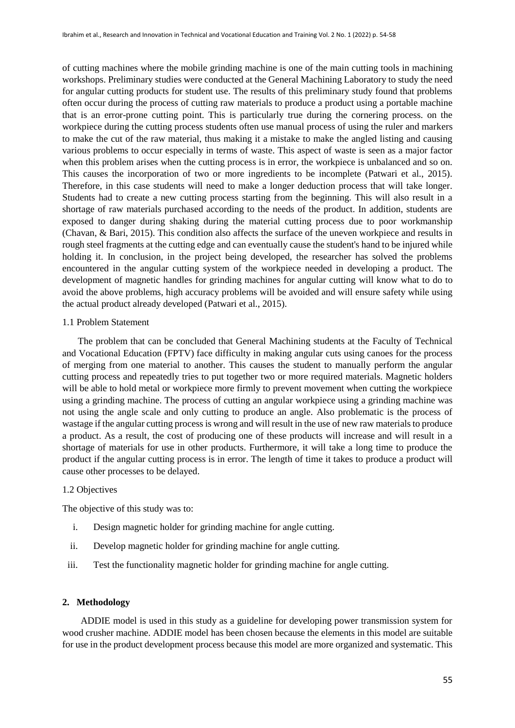of cutting machines where the mobile grinding machine is one of the main cutting tools in machining workshops. Preliminary studies were conducted at the General Machining Laboratory to study the need for angular cutting products for student use. The results of this preliminary study found that problems often occur during the process of cutting raw materials to produce a product using a portable machine that is an error-prone cutting point. This is particularly true during the cornering process. on the workpiece during the cutting process students often use manual process of using the ruler and markers to make the cut of the raw material, thus making it a mistake to make the angled listing and causing various problems to occur especially in terms of waste. This aspect of waste is seen as a major factor when this problem arises when the cutting process is in error, the workpiece is unbalanced and so on. This causes the incorporation of two or more ingredients to be incomplete (Patwari et al., 2015). Therefore, in this case students will need to make a longer deduction process that will take longer. Students had to create a new cutting process starting from the beginning. This will also result in a shortage of raw materials purchased according to the needs of the product. In addition, students are exposed to danger during shaking during the material cutting process due to poor workmanship (Chavan, & Bari, 2015). This condition also affects the surface of the uneven workpiece and results in rough steel fragments at the cutting edge and can eventually cause the student's hand to be injured while holding it. In conclusion, in the project being developed, the researcher has solved the problems encountered in the angular cutting system of the workpiece needed in developing a product. The development of magnetic handles for grinding machines for angular cutting will know what to do to avoid the above problems, high accuracy problems will be avoided and will ensure safety while using the actual product already developed (Patwari et al., 2015).

### 1.1 Problem Statement

The problem that can be concluded that General Machining students at the Faculty of Technical and Vocational Education (FPTV) face difficulty in making angular cuts using canoes for the process of merging from one material to another. This causes the student to manually perform the angular cutting process and repeatedly tries to put together two or more required materials. Magnetic holders will be able to hold metal or workpiece more firmly to prevent movement when cutting the workpiece using a grinding machine. The process of cutting an angular workpiece using a grinding machine was not using the angle scale and only cutting to produce an angle. Also problematic is the process of wastage if the angular cutting process is wrong and will result in the use of new raw materials to produce a product. As a result, the cost of producing one of these products will increase and will result in a shortage of materials for use in other products. Furthermore, it will take a long time to produce the product if the angular cutting process is in error. The length of time it takes to produce a product will cause other processes to be delayed.

### 1.2 Objectives

The objective of this study was to:

i. Design magnetic holder for grinding machine for angle cutting.

ii. Develop magnetic holder for grinding machine for angle cutting.

iii. Test the functionality magnetic holder for grinding machine for angle cutting.

## 2. Methodology

ADDIE model is used in this study as a guideline for developing power transmission system for wood crusher machine. ADDIE model has been chosen because the elements in this model are suitable for use in the product development process because this model are more organized and systematic. This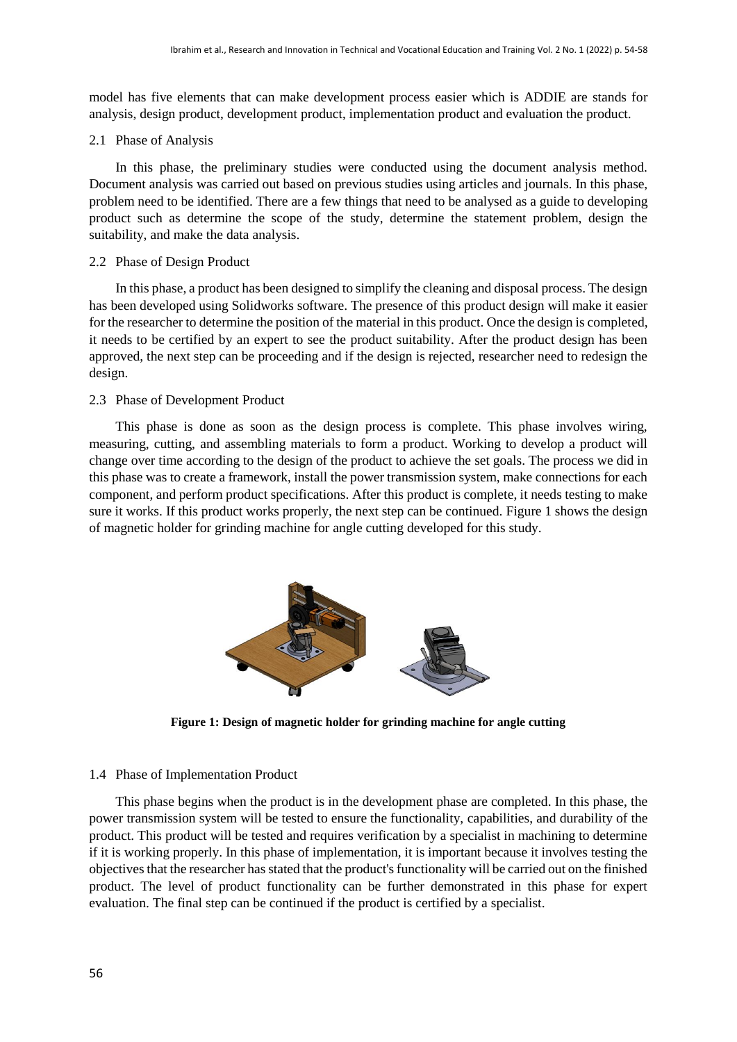model has five elements that can make development process easier which is ADDIE are stands for analysis, design product, development product, implementation product and evaluation the product.

### 2.1 Phase of Analysis

In this phase, the preliminary studies were conducted using the document analysis method. Document analysis was carried out based on previous studies using articles and journals. In this phase, problem need to be identified. There are a few things that need to be analysed as a guide to developing product such as determine the scope of the study, determine the statement problem, design the suitability, and make the data analysis.

### 2.2 Phase of Design Product

In this phase, a product has been designed to simplify the cleaning and disposal process. The design has been developed using Solidworks software. The presence of this product design will make it easier for the researcher to determine the position of the material in this product. Once the design is completed, it needs to be certified by an expert to see the product suitability. After the product design has been approved, the next step can be proceeding and if the design is rejected, researcher need to redesign the design.

### 2.3 Phase of Development Product

This phase is done as soon as the design process is complete. This phase involves wiring, measuring, cutting, and assembling materials to form a product. Working to develop a product will change over time according to the design of the product to achieve the set goals. The process we did in this phase was to create a framework, install the power transmission system, make connections for each component, and perform product specifications. After this product is complete, it needs testing to make sure it works. If this product works properly, the next step can be continued. Figure 1 shows the design of magnetic holder for grinding machine for angle cutting developed for this study.

**Figure 1: Design of magnetic holder for grinding machine for angle cutting**

### 1.4 Phase of Implementation Product

This phase begins when the product is in the development phase are completed. In this phase, the power transmission system will be tested to ensure the functionality, capabilities, and durability of the product. This product will be tested and requires verification by a specialist in machining to determine if it is working properly. In this phase of implementation, it is important because it involves testing the objectives that the researcher has stated that the product's functionality will be carried out on the finished product. The level of product functionality can be further demonstrated in this phase for expert evaluation. The final step can be continued if the product is certified by a specialist.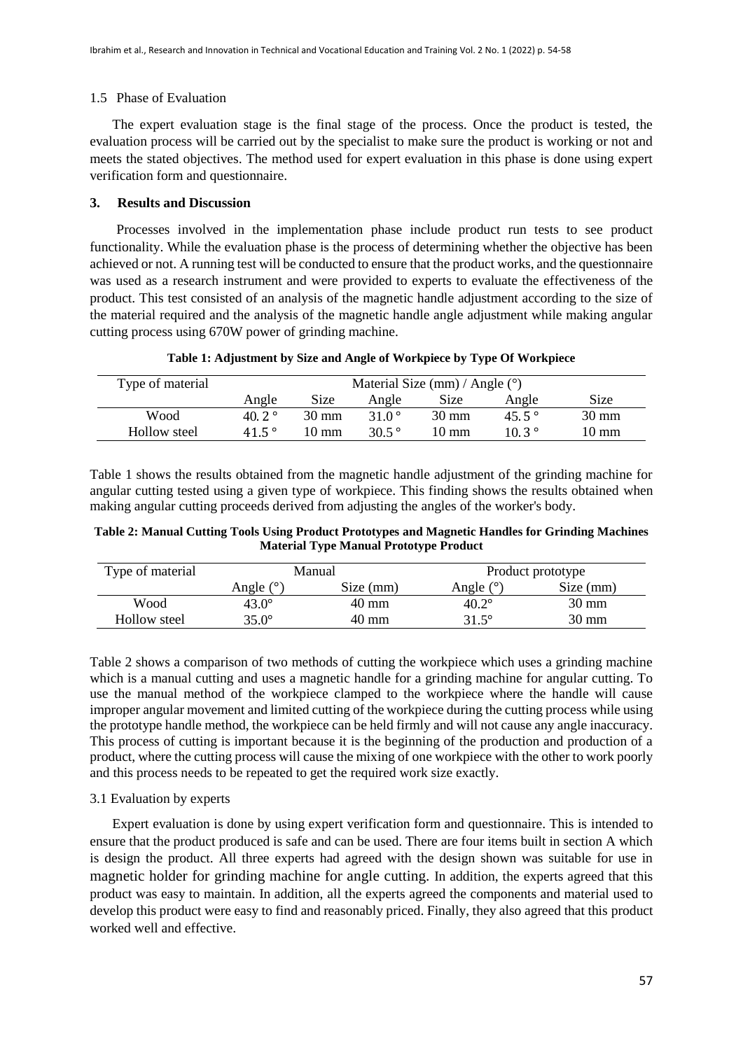### 1.5 Phase of Evaluation

The expert evaluation stage is the final stage of the process. Once the product is tested, the evaluation process will be carried out by the specialist to make sure the product is working or not and meets the stated objectives. The method used for expert evaluation in this phase is done using expert verification form and questionnaire.

## 3. Results and Discussion

Processes involved in the implementation phase include product run tests to see product functionality. While the evaluation phase is the process of determining whether the objective has been achieved or not. A running test will be conducted to ensure that the product works, and the questionnaire was used as a research instrument and were provided to experts to evaluate the effectiveness of the product. This test consisted of an analysis of the magnetic handle adjustment according to the size of the material required and the analysis of the magnetic handle angle adjustment while making angular cutting process using 670W power of grinding machine.

**Table 1: Adjustment by Size and Angle of Workpiece by Type Of Workpiece**

| Type of material | Material Size (mm) / Angle (°) | | | | | |
|---|---|---|---|---|---|---|
| | Angle | Size | Angle | Size | Angle | Size |
| Wood | 40. 2 ° | 30 mm | 31.0 ° | 30 mm | 45. 5 ° | 30 mm |
| Hollow steel | 41.5 ° | 10 mm | 30.5 ° | 10 mm | 10. 3 ° | 10 mm |

Table 1 shows the results obtained from the magnetic handle adjustment of the grinding machine for angular cutting tested using a given type of workpiece. This finding shows the results obtained when making angular cutting proceeds derived from adjusting the angles of the worker's body.

**Table 2: Manual Cutting Tools Using Product Prototypes and Magnetic Handles for Grinding Machines Material Type Manual Prototype Product**

| Type of material | Manual | | Product prototype | |
|---|---|---|---|---|
| | Angle (°) | Size (mm) | Angle (°) | Size (mm) |
| Wood | 43.0° | 40 mm | 40.2° | 30 mm |
| Hollow steel | 35.0° | 40 mm | 31.5° | 30 mm |

Table 2 shows a comparison of two methods of cutting the workpiece which uses a grinding machine which is a manual cutting and uses a magnetic handle for a grinding machine for angular cutting. To use the manual method of the workpiece clamped to the workpiece where the handle will cause improper angular movement and limited cutting of the workpiece during the cutting process while using the prototype handle method, the workpiece can be held firmly and will not cause any angle inaccuracy. This process of cutting is important because it is the beginning of the production and production of a product, where the cutting process will cause the mixing of one workpiece with the other to work poorly and this process needs to be repeated to get the required work size exactly.

### 3.1 Evaluation by experts

Expert evaluation is done by using expert verification form and questionnaire. This is intended to ensure that the product produced is safe and can be used. There are four items built in section A which is design the product. All three experts had agreed with the design shown was suitable for use in magnetic holder for grinding machine for angle cutting. In addition, the experts agreed that this product was easy to maintain. In addition, all the experts agreed the components and material used to develop this product were easy to find and reasonably priced. Finally, they also agreed that this product worked well and effective.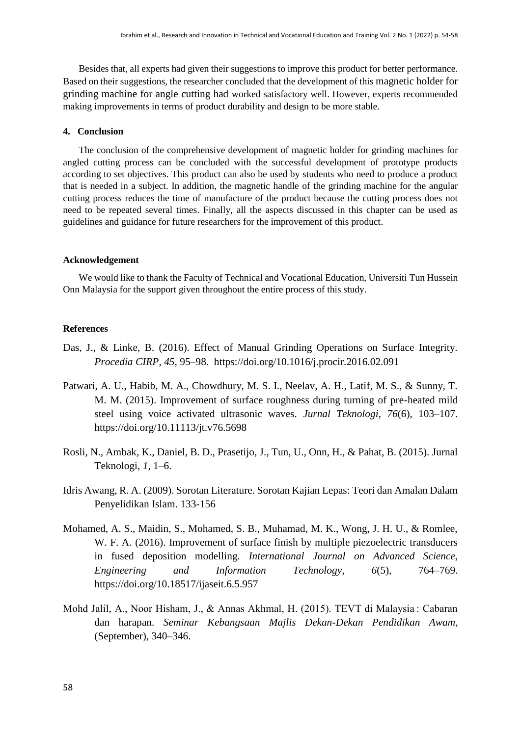Besides that, all experts had given their suggestions to improve this product for better performance. Based on their suggestions, the researcher concluded that the development of this magnetic holder for grinding machine for angle cutting had worked satisfactory well. However, experts recommended making improvements in terms of product durability and design to be more stable.

## 4. Conclusion

The conclusion of the comprehensive development of magnetic holder for grinding machines for angled cutting process can be concluded with the successful development of prototype products according to set objectives. This product can also be used by students who need to produce a product that is needed in a subject. In addition, the magnetic handle of the grinding machine for the angular cutting process reduces the time of manufacture of the product because the cutting process does not need to be repeated several times. Finally, all the aspects discussed in this chapter can be used as guidelines and guidance for future researchers for the improvement of this product.

## Acknowledgement

We would like to thank the Faculty of Technical and Vocational Education, Universiti Tun Hussein Onn Malaysia for the support given throughout the entire process of this study.

## References

Das, J., & Linke, B. (2016). Effect of Manual Grinding Operations on Surface Integrity. *Procedia CIRP*, *45*, 95–98. https://doi.org/10.1016/j.procir.2016.02.091

Patwari, A. U., Habib, M. A., Chowdhury, M. S. I., Neelav, A. H., Latif, M. S., & Sunny, T. M. M. (2015). Improvement of surface roughness during turning of pre-heated mild steel using voice activated ultrasonic waves. *Jurnal Teknologi*, *76*(6), 103–107. https://doi.org/10.11113/jt.v76.5698

Rosli, N., Ambak, K., Daniel, B. D., Prasetijo, J., Tun, U., Onn, H., & Pahat, B. (2015). Jurnal Teknologi, *1*, 1–6.

Idris Awang, R. A. (2009). Sorotan Literature. Sorotan Kajian Lepas: Teori dan Amalan Dalam Penyelidikan Islam. 133-156

Mohamed, A. S., Maidin, S., Mohamed, S. B., Muhamad, M. K., Wong, J. H. U., & Romlee, W. F. A. (2016). Improvement of surface finish by multiple piezoelectric transducers in fused deposition modelling. *International Journal on Advanced Science, Engineering and Information Technology*, *6*(5), 764–769. https://doi.org/10.18517/ijaseit.6.5.957

Mohd Jalil, A., Noor Hisham, J., & Annas Akhmal, H. (2015). TEVT di Malaysia : Cabaran dan harapan. *Seminar Kebangsaan Majlis Dekan-Dekan Pendidikan Awam*, (September), 340–346.